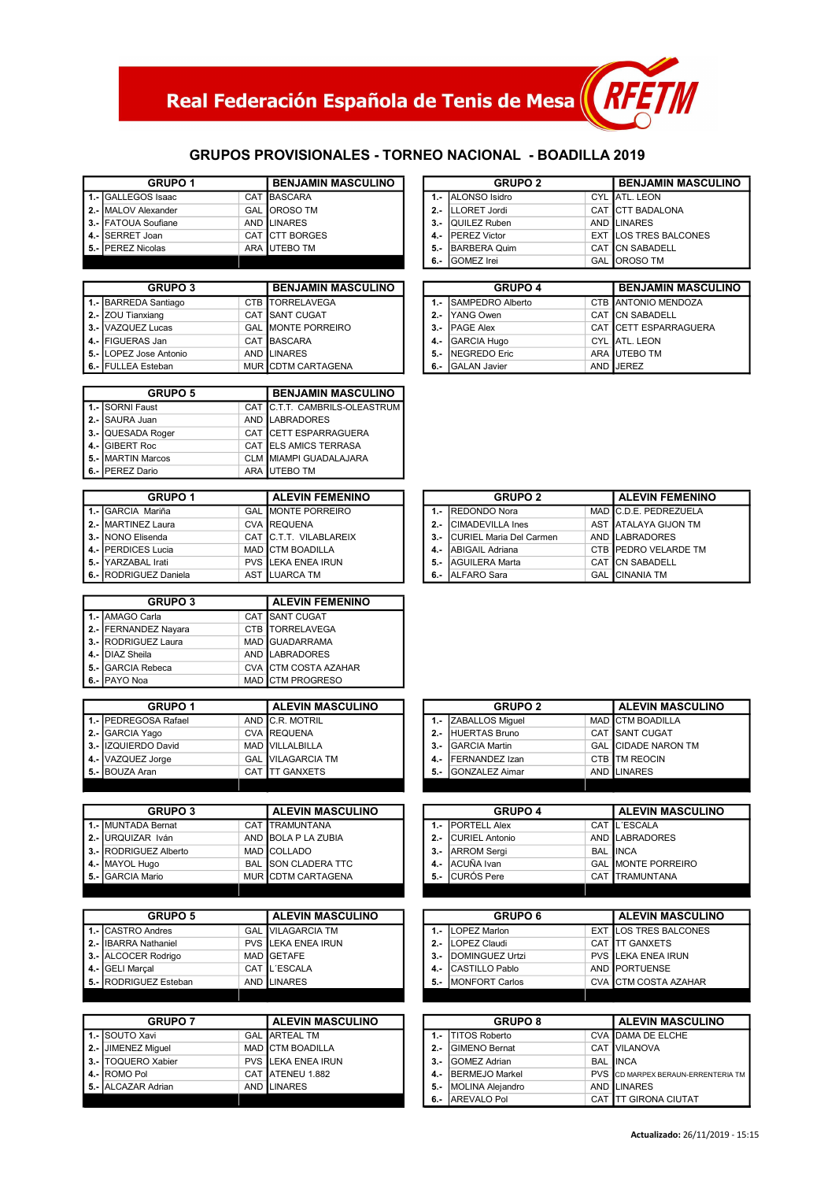Real Federación Española de Tenis de Mesa RFETM

## GRUPOS PROVISIONALES - TORNEO NACIONAL - BOADILLA 2019

| GRUPO 1 | | | BENJAMIN MASCULINO |
|---|---|---|---|
| 1.- | GALLEGOS Isaac | CAT | BASCARA |
| 2.- | MALOV Alexander | GAL | OROSO TM |
| 3.- | FATOUA Soufiane | AND | LINARES |
| 4.- | SERRET Joan | CAT | CTT BORGES |
| 5.- | PEREZ Nicolas | ARA | UTEBO TM |

| GRUPO 2 | | | BENJAMIN MASCULINO |
|---|---|---|---|
| 1.- | ALONSO Isidro | CYL | ATL. LEON |
| 2.- | LLORET Jordi | CAT | CTT BADALONA |
| 3.- | QUILEZ Ruben | AND | LINARES |
| 4.- | PEREZ Victor | EXT | LOS TRES BALCONES |
| 5.- | BARBERA Quim | CAT | CN SABADELL |
| 6.- | GOMEZ Irei | GAL | OROSO TM |

| GRUPO 3 | | | BENJAMIN MASCULINO |
|---|---|---|---|
| 1.- | BARREDA Santiago | CTB | TORRELAVEGA |
| 2.- | ZOU Tianxiang | CAT | SANT CUGAT |
| 3.- | VAZQUEZ Lucas | GAL | MONTE PORREIRO |
| 4.- | FIGUERAS Jan | CAT | BASCARA |
| 5.- | LOPEZ Jose Antonio | AND | LINARES |
| 6.- | FULLEA Esteban | MUR | CDTM CARTAGENA |

| GRUPO 4 | | | BENJAMIN MASCULINO |
|---|---|---|---|
| 1.- | SAMPEDRO Alberto | CTB | ANTONIO MENDOZA |
| 2.- | YANG Owen | CAT | CN SABADELL |
| 3.- | PAGE Alex | CAT | CETT ESPARRAGUERA |
| 4.- | GARCIA Hugo | CYL | ATL. LEON |
| 5.- | NEGREDO Eric | ARA | UTEBO TM |
| 6.- | GALAN Javier | AND | JEREZ |

| GRUPO 5 | | | BENJAMIN MASCULINO |
|---|---|---|---|
| 1.- | SORNI Faust | CAT | C.T.T. CAMBRILS-OLEASTRUM |
| 2.- | SAURA Juan | AND | LABRADORES |
| 3.- | QUESADA Roger | CAT | CETT ESPARRAGUERA |
| 4.- | GIBERT Roc | CAT | ELS AMICS TERRASA |
| 5.- | MARTIN Marcos | CLM | MIAMPI GUADALAJARA |
| 6.- | PEREZ Dario | ARA | UTEBO TM |

| GRUPO 1 | | | ALEVIN FEMENINO |
|---|---|---|---|
| 1.- | GARCIA Mariña | GAL | MONTE PORREIRO |
| 2.- | MARTINEZ Laura | CVA | REQUENA |
| 3.- | NONO Elisenda | CAT | C.T.T. VILABLAREIX |
| 4.- | PERDICES Lucia | MAD | CTM BOADILLA |
| 5.- | YARZABAL Irati | PVS | LEKA ENEA IRUN |
| 6.- | RODRIGUEZ Daniela | AST | LUARCA TM |

| GRUPO 2 | | | ALEVIN FEMENINO |
|---|---|---|---|
| 1.- | REDONDO Nora | MAD | C.D.E. PEDREZUELA |
| 2.- | CIMADEVILLA Ines | AST | ATALAYA GIJON TM |
| 3.- | CURIEL Maria Del Carmen | AND | LABRADORES |
| 4.- | ABIGAIL Adriana | CTB | PEDRO VELARDE TM |
| 5.- | AGUILERA Marta | CAT | CN SABADELL |
| 6.- | ALFARO Sara | GAL | CINANIA TM |

| GRUPO 3 | | | ALEVIN FEMENINO |
|---|---|---|---|
| 1.- | AMAGO Carla | CAT | SANT CUGAT |
| 2.- | FERNANDEZ Nayara | CTB | TORRELAVEGA |
| 3.- | RODRIGUEZ Laura | MAD | GUADARRAMA |
| 4.- | DIAZ Sheila | AND | LABRADORES |
| 5.- | GARCIA Rebeca | CVA | CTM COSTA AZAHAR |
| 6.- | PAYO Noa | MAD | CTM PROGRESO |

| GRUPO 1 | | | ALEVIN MASCULINO |
|---|---|---|---|
| 1.- | PEDREGOSA Rafael | AND | C.R. MOTRIL |
| 2.- | GARCIA Yago | CVA | REQUENA |
| 3.- | IZQUIERDO David | MAD | VILLALBILLA |
| 4.- | VAZQUEZ Jorge | GAL | VILAGARCIA TM |
| 5.- | BOUZA Aran | CAT | TT GANXETS |

| GRUPO 2 | | | ALEVIN MASCULINO |
|---|---|---|---|
| 1.- | ZABALLOS Miguel | MAD | CTM BOADILLA |
| 2.- | HUERTAS Bruno | CAT | SANT CUGAT |
| 3.- | GARCIA Martin | GAL | CIDADE NARON TM |
| 4.- | FERNANDEZ Izan | CTB | TM REOCIN |
| 5.- | GONZALEZ Aimar | AND | LINARES |

| GRUPO 3 | | | ALEVIN MASCULINO |
|---|---|---|---|
| 1.- | MUNTADA Bernat | CAT | TRAMUNTANA |
| 2.- | URQUIZAR Iván | AND | BOLA P LA ZUBIA |
| 3.- | RODRIGUEZ Alberto | MAD | COLLADO |
| 4.- | MAYOL Hugo | BAL | SON CLADERA TTC |
| 5.- | GARCIA Mario | MUR | CDTM CARTAGENA |

| GRUPO 4 | | | ALEVIN MASCULINO |
|---|---|---|---|
| 1.- | PORTELL Alex | CAT | L´ESCALA |
| 2.- | CURIEL Antonio | AND | LABRADORES |
| 3.- | ARROM Sergi | BAL | INCA |
| 4.- | ACUÑA Ivan | GAL | MONTE PORREIRO |
| 5.- | CURÓS Pere | CAT | TRAMUNTANA |

| GRUPO 5 | | | ALEVIN MASCULINO |
|---|---|---|---|
| 1.- | CASTRO Andres | GAL | VILAGARCIA TM |
| 2.- | IBARRA Nathaniel | PVS | LEKA ENEA IRUN |
| 3.- | ALCOCER Rodrigo | MAD | GETAFE |
| 4.- | GELI Marçal | CAT | L´ESCALA |
| 5.- | RODRIGUEZ Esteban | AND | LINARES |

| GRUPO 6 | | | ALEVIN MASCULINO |
|---|---|---|---|
| 1.- | LOPEZ Marlon | EXT | LOS TRES BALCONES |
| 2.- | LOPEZ Claudi | CAT | TT GANXETS |
| 3.- | DOMINGUEZ Urtzi | PVS | LEKA ENEA IRUN |
| 4.- | CASTILLO Pablo | AND | PORTUENSE |
| 5.- | MONFORT Carlos | CVA | CTM COSTA AZAHAR |

| GRUPO 7 | | | ALEVIN MASCULINO |
|---|---|---|---|
| 1.- | SOUTO Xavi | GAL | ARTEAL TM |
| 2.- | JIMENEZ Miguel | MAD | CTM BOADILLA |
| 3.- | TOQUERO Xabier | PVS | LEKA ENEA IRUN |
| 4.- | ROMO Pol | CAT | ATENEU 1.882 |
| 5.- | ALCAZAR Adrian | AND | LINARES |

| GRUPO 8 | | | ALEVIN MASCULINO |
|---|---|---|---|
| 1.- | TITOS Roberto | CVA | DAMA DE ELCHE |
| 2.- | GIMENO Bernat | CAT | VILANOVA |
| 3.- | GOMEZ Adrian | BAL | INCA |
| 4.- | BERMEJO Markel | PVS | CD MARPEX BERAUN-ERRENTERIA TM |
| 5.- | MOLINA Alejandro | AND | LINARES |
| 6.- | AREVALO Pol | CAT | TT GIRONA CIUTAT |

**Actualizado:** 26/11/2019 - 15:15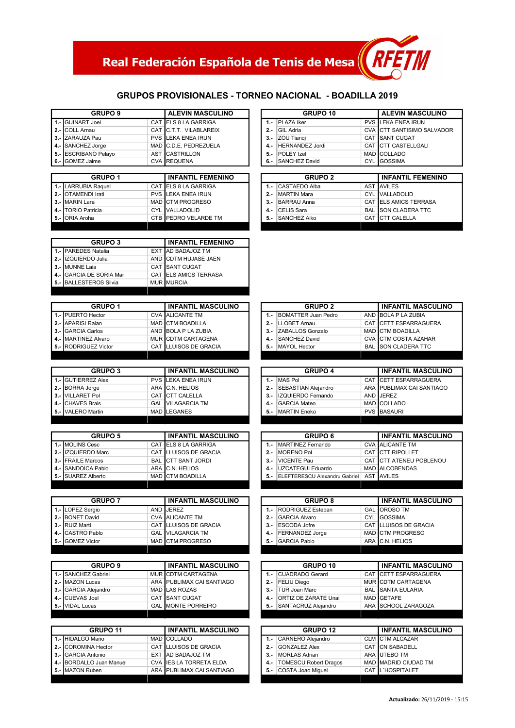# Real Federación Española de Tenis de Mesa

## GRUPOS PROVISIONALES - TORNEO NACIONAL - BOADILLA 2019

| GRUPO 9 | | | ALEVIN MASCULINO |
|---|---|---|---|
| 1.- | GUINART Joel | CAT | ELS 8 LA GARRIGA |
| 2.- | COLL Arnau | CAT | C.T.T. VILABLAREIX |
| 3.- | ZARAUZA Pau | PVS | LEKA ENEA IRUN |
| 4.- | SANCHEZ Jorge | MAD | C.D.E. PEDREZUELA |
| 5.- | ESCRIBANO Pelayo | AST | CASTRILLON |
| 6.- | GOMEZ Jaime | CVA | REQUENA |

| GRUPO 10 | | | ALEVIN MASCULINO |
|---|---|---|---|
| 1.- | PLAZA Iker | PVS | LEKA ENEA IRUN |
| 2.- | GIL Adria | CVA | CTT SANTISIMO SALVADOR |
| 3.- | ZOU Tianqi | CAT | SANT CUGAT |
| 4.- | HERNANDEZ Jordi | CAT | CTT CASTELLGALI |
| 5.- | POLEY Izel | MAD | COLLADO |
| 6.- | SANCHEZ David | CYL | GOSSIMA |

| GRUPO 1 | | | INFANTIL FEMENINO |
|---|---|---|---|
| 1.- | LARRUBIA Raquel | CAT | ELS 8 LA GARRIGA |
| 2.- | OTAMENDI Irati | PVS | LEKA ENEA IRUN |
| 3.- | MARIN Lara | MAD | CTM PROGRESO |
| 4.- | TORIO Patricia | CYL | VALLADOLID |
| 5.- | ORIA Aroha | CTB | PEDRO VELARDE TM |

| GRUPO 2 | | | INFANTIL FEMENINO |
|---|---|---|---|
| 1.- | CASTEDO Alba | AST | AVILES |
| 2.- | MARTIN Mara | CYL | VALLADOLID |
| 3.- | BARRAU Anna | CAT | ELS AMICS TERRASA |
| 4.- | CELIS Sara | BAL | SON CLADERA TTC |
| 5.- | SANCHEZ Aiko | CAT | CTT CALELLA |

| GRUPO 3 | | | INFANTIL FEMENINO |
|---|---|---|---|
| 1.- | PAREDES Natalia | EXT | AD BADAJOZ TM |
| 2.- | IZQUIERDO Julia | AND | CDTM HUJASE JAEN |
| 3.- | MUNNE Laia | CAT | SANT CUGAT |
| 4.- | GARCIA DE SORIA Mar | CAT | ELS AMICS TERRASA |
| 5.- | BALLESTEROS Silvia | MUR | MURCIA |

| GRUPO 1 | | | INFANTIL MASCULINO |
|---|---|---|---|
| 1.- | PUERTO Hector | CVA | ALICANTE TM |
| 2.- | APARISI Raian | MAD | CTM BOADILLA |
| 3.- | GARCIA Carlos | AND | BOLA P LA ZUBIA |
| 4.- | MARTINEZ Alvaro | MUR | CDTM CARTAGENA |
| 5.- | RODRIGUEZ Victor | CAT | LLUISOS DE GRACIA |

| GRUPO 2 | | | INFANTIL MASCULINO |
|---|---|---|---|
| 1.- | BOMATTER Juan Pedro | AND | BOLA P LA ZUBIA |
| 2.- | LLOBET Arnau | CAT | CETT ESPARRAGUERA |
| 3.- | ZABALLOS Gonzalo | MAD | CTM BOADILLA |
| 4.- | SANCHEZ David | CVA | CTM COSTA AZAHAR |
| 5.- | MAYOL Hector | BAL | SON CLADERA TTC |

| GRUPO 3 | | | INFANTIL MASCULINO |
|---|---|---|---|
| 1.- | GUTIERREZ Alex | PVS | LEKA ENEA IRUN |
| 2.- | BORRA Jorge | ARA | C.N. HELIOS |
| 3.- | VILLARET Pol | CAT | CTT CALELLA |
| 4.- | CHAVES Brais | GAL | VILAGARCIA TM |
| 5.- | VALERO Martin | MAD | LEGANES |

| GRUPO 4 | | | INFANTIL MASCULINO |
|---|---|---|---|
| 1.- | MAS Pol | CAT | CETT ESPARRAGUERA |
| 2.- | SEBASTIAN Alejandro | ARA | PUBLIMAX CAI SANTIAGO |
| 3.- | IZQUIERDO Fernando | AND | JEREZ |
| 4.- | GARCIA Mateo | MAD | COLLADO |
| 5.- | MARTIN Eneko | PVS | BASAURI |

| GRUPO 5 | | | INFANTIL MASCULINO |
|---|---|---|---|
| 1.- | MOLINS Cesc | CAT | ELS 8 LA GARRIGA |
| 2.- | IZQUIERDO Marc | CAT | LLUISOS DE GRACIA |
| 3.- | FRAILE Marcos | BAL | CTT SANT JORDI |
| 4.- | SANDOICA Pablo | ARA | C.N. HELIOS |
| 5.- | SUAREZ Alberto | MAD | CTM BOADILLA |

| GRUPO 6 | | | INFANTIL MASCULINO |
|---|---|---|---|
| 1.- | MARTINEZ Fernando | CVA | ALICANTE TM |
| 2.- | MORENO Pol | CAT | CTT RIPOLLET |
| 3.- | VICENTE Pau | CAT | CTT ATENEU POBLENOU |
| 4.- | UZCATEGUI Eduardo | MAD | ALCOBENDAS |
| 5.- | ELEFTERESCU Alexandru Gabriel | AST | AVILES |

| GRUPO 7 | | | INFANTIL MASCULINO |
|---|---|---|---|
| 1.- | LOPEZ Sergio | AND | JEREZ |
| 2.- | BONET David | CVA | ALICANTE TM |
| 3.- | RUIZ Marti | CAT | LLUISOS DE GRACIA |
| 4.- | CASTRO Pablo | GAL | VILAGARCIA TM |
| 5.- | GOMEZ Victor | MAD | CTM PROGRESO |

| GRUPO 8 | | | INFANTIL MASCULINO |
|---|---|---|---|
| 1.- | RODRIGUEZ Esteban | GAL | OROSO TM |
| 2.- | GARCIA Alvaro | CYL | GOSSIMA |
| 3.- | ESCODA Jofre | CAT | LLUISOS DE GRACIA |
| 4.- | FERNANDEZ Jorge | MAD | CTM PROGRESO |
| 5.- | GARCIA Pablo | ARA | C.N. HELIOS |

| GRUPO 9 | | | INFANTIL MASCULINO |
|---|---|---|---|
| 1.- | SANCHEZ Gabriel | MUR | CDTM CARTAGENA |
| 2.- | MAZON Lucas | ARA | PUBLIMAX CAI SANTIAGO |
| 3.- | GARCIA Alejandro | MAD | LAS ROZAS |
| 4.- | CUEVAS Joel | CAT | SANT CUGAT |
| 5.- | VIDAL Lucas | GAL | MONTE PORREIRO |

| GRUPO 10 | | | INFANTIL MASCULINO |
|---|---|---|---|
| 1.- | CUADRADO Gerard | CAT | CETT ESPARRAGUERA |
| 2.- | FELIU Diego | MUR | CDTM CARTAGENA |
| 3.- | TUR Joan Marc | BAL | SANTA EULARIA |
| 4.- | ORTIZ DE ZARATE Unai | MAD | GETAFE |
| 5.- | SANTACRUZ Alejandro | ARA | SCHOOL ZARAGOZA |

| GRUPO 11 | | | INFANTIL MASCULINO |
|---|---|---|---|
| 1.- | HIDALGO Mario | MAD | COLLADO |
| 2.- | COROMINA Hector | CAT | LLUISOS DE GRACIA |
| 3.- | GARCIA Antonio | EXT | AD BADAJOZ TM |
| 4.- | BORDALLO Juan Manuel | CVA | IES LA TORRETA ELDA |
| 5.- | MAZON Ruben | ARA | PUBLIMAX CAI SANTIAGO |

| GRUPO 12 | | | INFANTIL MASCULINO |
|---|---|---|---|
| 1.- | CARNERO Alejandro | CLM | CTM ALCAZAR |
| 2.- | GONZALEZ Alex | CAT | CN SABADELL |
| 3.- | MORLAS Adrian | ARA | UTEBO TM |
| 4.- | TOMESCU Robert Dragos | MAD | MADRID CIUDAD TM |
| 5.- | COSTA Joao Miguel | CAT | L'HOSPITALET |

**Actualizado:** 26/11/2019 - 15:15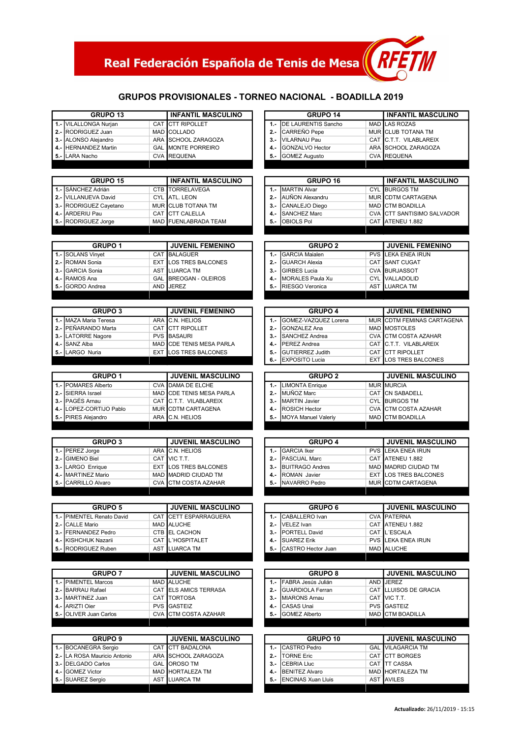Real Federación Española de Tenis de Mesa

## GRUPOS PROVISIONALES - TORNEO NACIONAL - BOADILLA 2019

| GRUPO 13 | | | INFANTIL MASCULINO |
|---|---|---|---|
| 1.- | VILALLONGA Nurjan | CAT | CTT RIPOLLET |
| 2.- | RODRIGUEZ Juan | MAD | COLLADO |
| 3.- | ALONSO Alejandro | ARA | SCHOOL ZARAGOZA |
| 4.- | HERNANDEZ Martin | GAL | MONTE PORREIRO |
| 5.- | LARA Nacho | CVA | REQUENA |

| GRUPO 14 | | | INFANTIL MASCULINO |
|---|---|---|---|
| 1.- | DE LAURENTIS Sancho | MAD | LAS ROZAS |
| 2.- | CARREÑO Pepe | MUR | CLUB TOTANA TM |
| 3.- | VILARNAU Pau | CAT | C.T.T. VILABLAREIX |
| 4.- | GONZALVO Hector | ARA | SCHOOL ZARAGOZA |
| 5.- | GOMEZ Augusto | CVA | REQUENA |

| GRUPO 15 | | | INFANTIL MASCULINO |
|---|---|---|---|
| 1.- | SÁNCHEZ Adrián | CTB | TORRELAVEGA |
| 2.- | VILLANUEVA David | CYL | ATL. LEON |
| 3.- | RODRIGUEZ Cayetano | MUR | CLUB TOTANA TM |
| 4.- | ARDERIU Pau | CAT | CTT CALELLA |
| 5.- | RODRIGUEZ Jorge | MAD | FUENLABRADA TEAM |

| GRUPO 16 | | | INFANTIL MASCULINO |
|---|---|---|---|
| 1.- | MARTIN Alvar | CYL | BURGOS TM |
| 2.- | AUÑON Alexandru | MUR | CDTM CARTAGENA |
| 3.- | CANALEJO Diego | MAD | CTM BOADILLA |
| 4.- | SANCHEZ Marc | CVA | CTT SANTISIMO SALVADOR |
| 5.- | OBIOLS Pol | CAT | ATENEU 1.882 |

| GRUPO 1 | | | JUVENIL FEMENINO |
|---|---|---|---|
| 1.- | SOLANS Vinyet | CAT | BALAGUER |
| 2.- | ROMAN Sonia | EXT | LOS TRES BALCONES |
| 3.- | GARCIA Sonia | AST | LUARCA TM |
| 4.- | RAMOS Ana | GAL | BREOGAN - OLEIROS |
| 5.- | GORDO Andrea | AND | JEREZ |

| GRUPO 2 | | | JUVENIL FEMENINO |
|---|---|---|---|
| 1.- | GARCIA Maialen | PVS | LEKA ENEA IRUN |
| 2.- | GUARCH Alexia | CAT | SANT CUGAT |
| 3.- | GIRBES Lucia | CVA | BURJASSOT |
| 4.- | MORALES Paula Xu | CYL | VALLADOLID |
| 5.- | RIESGO Veronica | AST | LUARCA TM |

| GRUPO 3 | | | JUVENIL FEMENINO |
|---|---|---|---|
| 1.- | MAZA Maria Teresa | ARA | C.N. HELIOS |
| 2.- | PEÑARANDO Marta | CAT | CTT RIPOLLET |
| 3.- | LATORRE Nagore | PVS | BASAURI |
| 4.- | SANZ Alba | MAD | CDE TENIS MESA PARLA |
| 5.- | LARGO Nuria | EXT | LOS TRES BALCONES |

| GRUPO 4 | | | JUVENIL FEMENINO |
|---|---|---|---|
| 1.- | GOMEZ-VAZQUEZ Lorena | MUR | CDTM FEMINAS CARTAGENA |
| 2.- | GONZALEZ Ana | MAD | MOSTOLES |
| 3.- | SANCHEZ Andrea | CVA | CTM COSTA AZAHAR |
| 4.- | PEREZ Andrea | CAT | C.T.T. VILABLAREIX |
| 5.- | GUTIERREZ Judith | CAT | CTT RIPOLLET |
| 6.- | EXPOSITO Lucia | EXT | LOS TRES BALCONES |

| GRUPO 1 | | | JUVENIL MASCULINO |
|---|---|---|---|
| 1.- | POMARES Alberto | CVA | DAMA DE ELCHE |
| 2.- | SIERRA Israel | MAD | CDE TENIS MESA PARLA |
| 3.- | PAGÈS Arnau | CAT | C.T.T. VILABLAREIX |
| 4.- | LOPEZ-CORTIJO Pablo | MUR | CDTM CARTAGENA |
| 5.- | PIRES Alejandro | ARA | C.N. HELIOS |

| GRUPO 2 | | | JUVENIL MASCULINO |
|---|---|---|---|
| 1.- | LIMONTA Enrique | MUR | MURCIA |
| 2.- | MUÑOZ Marc | CAT | CN SABADELL |
| 3.- | MARTIN Javier | CYL | BURGOS TM |
| 4.- | ROSICH Hector | CVA | CTM COSTA AZAHAR |
| 5.- | MOYA Manuel Valeriy | MAD | CTM BOADILLA |

| GRUPO 3 | | | JUVENIL MASCULINO |
|---|---|---|---|
| 1.- | PEREZ Jorge | ARA | C.N. HELIOS |
| 2.- | GIMENO Biel | CAT | VIC T.T. |
| 3.- | LARGO Enrique | EXT | LOS TRES BALCONES |
| 4.- | MARTINEZ Mario | MAD | MADRID CIUDAD TM |
| 5.- | CARRILLO Alvaro | CVA | CTM COSTA AZAHAR |

| GRUPO 4 | | | JUVENIL MASCULINO |
|---|---|---|---|
| 1.- | GARCIA Iker | PVS | LEKA ENEA IRUN |
| 2.- | PASCUAL Marc | CAT | ATENEU 1.882 |
| 3.- | BUITRAGO Andres | MAD | MADRID CIUDAD TM |
| 4.- | ROMAN Javier | EXT | LOS TRES BALCONES |
| 5.- | NAVARRO Pedro | MUR | CDTM CARTAGENA |

| GRUPO 5 | | | JUVENIL MASCULINO |
|---|---|---|---|
| 1.- | PIMENTEL Renato David | CAT | CETT ESPARRAGUERA |
| 2.- | CALLE Mario | MAD | ALUCHE |
| 3.- | FERNANDEZ Pedro | CTB | EL CACHON |
| 4.- | KISHCHUK Nazarii | CAT | L´HOSPITALET |
| 5.- | RODRIGUEZ Ruben | AST | LUARCA TM |

| GRUPO 6 | | | JUVENIL MASCULINO |
|---|---|---|---|
| 1.- | CABALLERO Ivan | CVA | PATERNA |
| 2.- | VELEZ Ivan | CAT | ATENEU 1.882 |
| 3.- | PORTELL David | CAT | L´ESCALA |
| 4.- | SUAREZ Erik | PVS | LEKA ENEA IRUN |
| 5.- | CASTRO Hector Juan | MAD | ALUCHE |

| GRUPO 7 | | | JUVENIL MASCULINO |
|---|---|---|---|
| 1.- | PIMENTEL Marcos | MAD | ALUCHE |
| 2.- | BARRAU Rafael | CAT | ELS AMICS TERRASA |
| 3.- | MARTINEZ Juan | CAT | TORTOSA |
| 4.- | ARIZTI Oier | PVS | GASTEIZ |
| 5.- | OLIVER Juan Carlos | CVA | CTM COSTA AZAHAR |

| GRUPO 8 | | | JUVENIL MASCULINO |
|---|---|---|---|
| 1.- | FABRA Jesús Julián | AND | JEREZ |
| 2.- | GUARDIOLA Ferran | CAT | LLUISOS DE GRACIA |
| 3.- | MIARONS Arnau | CAT | VIC T.T. |
| 4.- | CASAS Unai | PVS | GASTEIZ |
| 5.- | GOMEZ Alberto | MAD | CTM BOADILLA |

| GRUPO 9 | | | JUVENIL MASCULINO |
|---|---|---|---|
| 1.- | BOCANEGRA Sergio | CAT | CTT BADALONA |
| 2.- | LA ROSA Mauricio Antonio | ARA | SCHOOL ZARAGOZA |
| 3.- | DELGADO Carlos | GAL | OROSO TM |
| 4.- | GOMEZ Victor | MAD | HORTALEZA TM |
| 5.- | SUAREZ Sergio | AST | LUARCA TM |

| GRUPO 10 | | | JUVENIL MASCULINO |
|---|---|---|---|
| 1.- | CASTRO Pedro | GAL | VILAGARCIA TM |
| 2.- | TORNE Eric | CAT | CTT BORGES |
| 3.- | CEBRIA Lluc | CAT | TT CASSA |
| 4.- | BENITEZ Alvaro | MAD | HORTALEZA TM |
| 5.- | ENCINAS Xuan Lluis | AST | AVILES |

**Actualizado:** 26/11/2019 - 15:15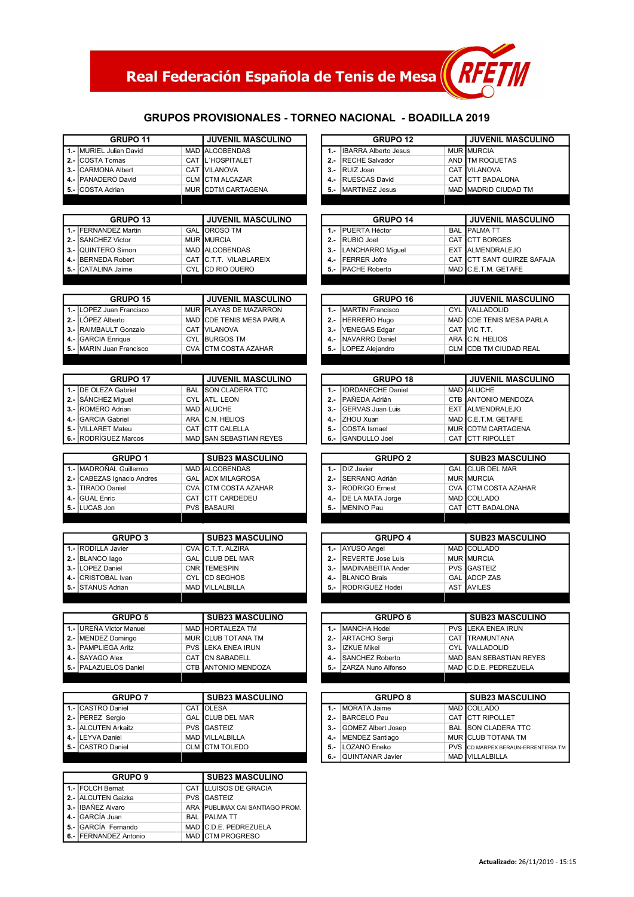# Real Federación Española de Tenis de Mesa

## GRUPOS PROVISIONALES - TORNEO NACIONAL - BOADILLA 2019

| GRUPO 11 | | | JUVENIL MASCULINO |
|---|---|---|---|
| 1.- | MURIEL Julian David | MAD | ALCOBENDAS |
| 2.- | COSTA Tomas | CAT | L´HOSPITALET |
| 3.- | CARMONA Albert | CAT | VILANOVA |
| 4.- | PANADERO David | CLM | CTM ALCAZAR |
| 5.- | COSTA Adrian | MUR | CDTM CARTAGENA |

| GRUPO 12 | | | JUVENIL MASCULINO |
|---|---|---|---|
| 1.- | IBARRA Alberto Jesus | MUR | MURCIA |
| 2.- | RECHE Salvador | AND | TM ROQUETAS |
| 3.- | RUIZ Joan | CAT | VILANOVA |
| 4.- | RUESCAS David | CAT | CTT BADALONA |
| 5.- | MARTINEZ Jesus | MAD | MADRID CIUDAD TM |

| GRUPO 13 | | | JUVENIL MASCULINO |
|---|---|---|---|
| 1.- | FERNANDEZ Martin | GAL | OROSO TM |
| 2.- | SANCHEZ Victor | MUR | MURCIA |
| 3.- | QUINTERO Simon | MAD | ALCOBENDAS |
| 4.- | BERNEDA Robert | CAT | C.T.T. VILABLAREIX |
| 5.- | CATALINA Jaime | CYL | CD RIO DUERO |

| GRUPO 14 | | | JUVENIL MASCULINO |
|---|---|---|---|
| 1.- | PUERTA Héctor | BAL | PALMA TT |
| 2.- | RUBIO Joel | CAT | CTT BORGES |
| 3.- | LANCHARRO Miguel | EXT | ALMENDRALEJO |
| 4.- | FERRER Jofre | CAT | CTT SANT QUIRZE SAFAJA |
| 5.- | PACHE Roberto | MAD | C.E.T.M. GETAFE |

| GRUPO 15 | | | JUVENIL MASCULINO |
|---|---|---|---|
| 1.- | LOPEZ Juan Francisco | MUR | PLAYAS DE MAZARRON |
| 2.- | LÓPEZ Alberto | MAD | CDE TENIS MESA PARLA |
| 3.- | RAIMBAULT Gonzalo | CAT | VILANOVA |
| 4.- | GARCIA Enrique | CYL | BURGOS TM |
| 5.- | MARIN Juan Francisco | CVA | CTM COSTA AZAHAR |

| GRUPO 16 | | | JUVENIL MASCULINO |
|---|---|---|---|
| 1.- | MARTIN Francisco | CYL | VALLADOLID |
| 2.- | HERRERO Hugo | MAD | CDE TENIS MESA PARLA |
| 3.- | VENEGAS Edgar | CAT | VIC T.T. |
| 4.- | NAVARRO Daniel | ARA | C.N. HELIOS |
| 5.- | LOPEZ Alejandro | CLM | CDB TM CIUDAD REAL |

| GRUPO 17 | | | JUVENIL MASCULINO |
|---|---|---|---|
| 1.- | DE OLEZA Gabriel | BAL | SON CLADERA TTC |
| 2.- | SÁNCHEZ Miguel | CYL | ATL. LEON |
| 3.- | ROMERO Adrian | MAD | ALUCHE |
| 4.- | GARCIA Gabriel | ARA | C.N. HELIOS |
| 5.- | VILLARET Mateu | CAT | CTT CALELLA |
| 6.- | RODRÍGUEZ Marcos | MAD | SAN SEBASTIAN REYES |

| GRUPO 18 | | | JUVENIL MASCULINO |
|---|---|---|---|
| 1.- | IORDANECHE Daniel | MAD | ALUCHE |
| 2.- | PAÑEDA Adrián | CTB | ANTONIO MENDOZA |
| 3.- | GERVAS Juan Luis | EXT | ALMENDRALEJO |
| 4.- | ZHOU Xuan | MAD | C.E.T.M. GETAFE |
| 5.- | COSTA Ismael | MUR | CDTM CARTAGENA |
| 6.- | GANDULLO Joel | CAT | CTT RIPOLLET |

| GRUPO 1 | | | SUB23 MASCULINO |
|---|---|---|---|
| 1.- | MADROÑAL Guillermo | MAD | ALCOBENDAS |
| 2.- | CABEZAS Ignacio Andres | GAL | ADX MILAGROSA |
| 3.- | TIRADO Daniel | CVA | CTM COSTA AZAHAR |
| 4.- | GUAL Enric | CAT | CTT CARDEDEU |
| 5.- | LUCAS Jon | PVS | BASAURI |

| GRUPO 2 | | | SUB23 MASCULINO |
|---|---|---|---|
| 1.- | DIZ Javier | GAL | CLUB DEL MAR |
| 2.- | SERRANO Adrián | MUR | MURCIA |
| 3.- | RODRIGO Ernest | CVA | CTM COSTA AZAHAR |
| 4.- | DE LA MATA Jorge | MAD | COLLADO |
| 5.- | MENINO Pau | CAT | CTT BADALONA |

| GRUPO 3 | | | SUB23 MASCULINO |
|---|---|---|---|
| 1.- | RODILLA Javier | CVA | C.T.T. ALZIRA |
| 2.- | BLANCO Iago | GAL | CLUB DEL MAR |
| 3.- | LOPEZ Daniel | CNR | TEMESPIN |
| 4.- | CRISTOBAL Ivan | CYL | CD SEGHOS |
| 5.- | STANUS Adrian | MAD | VILLALBILLA |

| GRUPO 4 | | | SUB23 MASCULINO |
|---|---|---|---|
| 1.- | AYUSO Angel | MAD | COLLADO |
| 2.- | REVERTE Jose Luis | MUR | MURCIA |
| 3.- | MADINABEITIA Ander | PVS | GASTEIZ |
| 4.- | BLANCO Brais | GAL | ADCP ZAS |
| 5.- | RODRIGUEZ Hodei | AST | AVILES |

| GRUPO 5 | | | SUB23 MASCULINO |
|---|---|---|---|
| 1.- | UREÑA Victor Manuel | MAD | HORTALEZA TM |
| 2.- | MENDEZ Domingo | MUR | CLUB TOTANA TM |
| 3.- | PAMPLIEGA Aritz | PVS | LEKA ENEA IRUN |
| 4.- | SAYAGO Alex | CAT | CN SABADELL |
| 5.- | PALAZUELOS Daniel | CTB | ANTONIO MENDOZA |

| GRUPO 6 | | | SUB23 MASCULINO |
|---|---|---|---|
| 1.- | MANCHA Hodei | PVS | LEKA ENEA IRUN |
| 2.- | ARTACHO Sergi | CAT | TRAMUNTANA |
| 3.- | IZKUE Mikel | CYL | VALLADOLID |
| 4.- | SANCHEZ Roberto | MAD | SAN SEBASTIAN REYES |
| 5.- | ZARZA Nuno Alfonso | MAD | C.D.E. PEDREZUELA |

| GRUPO 7 | | | SUB23 MASCULINO |
|---|---|---|---|
| 1.- | CASTRO Daniel | CAT | OLESA |
| 2.- | PEREZ Sergio | GAL | CLUB DEL MAR |
| 3.- | ALCUTEN Arkaitz | PVS | GASTEIZ |
| 4.- | LEYVA Daniel | MAD | VILLALBILLA |
| 5.- | CASTRO Daniel | CLM | CTM TOLEDO |

| GRUPO 8 | | | SUB23 MASCULINO |
|---|---|---|---|
| 1.- | MORATA Jaime | MAD | COLLADO |
| 2.- | BARCELO Pau | CAT | CTT RIPOLLET |
| 3.- | GOMEZ Albert Josep | BAL | SON CLADERA TTC |
| 4.- | MENDEZ Santiago | MUR | CLUB TOTANA TM |
| 5.- | LOZANO Eneko | PVS | CD MARPEX BERAUN-ERRENTERIA TM |
| 6.- | QUINTANAR Javier | MAD | VILLALBILLA |

| GRUPO 9 | | | SUB23 MASCULINO |
|---|---|---|---|
| 1.- | FOLCH Bernat | CAT | LLUISOS DE GRACIA |
| 2.- | ALCUTEN Gaizka | PVS | GASTEIZ |
| 3.- | IBAÑEZ Alvaro | ARA | PUBLIMAX CAI SANTIAGO PROM. |
| 4.- | GARCÍA Juan | BAL | PALMA TT |
| 5.- | GARCÍA Fernando | MAD | C.D.E. PEDREZUELA |
| 6.- | FERNANDEZ Antonio | MAD | CTM PROGRESO |

**Actualizado:** 26/11/2019 - 15:15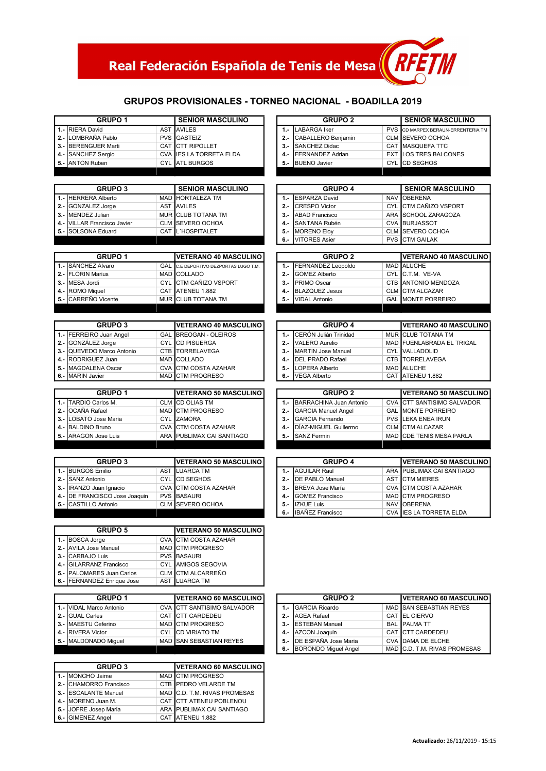Real Federación Española de Tenis de Mesa

## GRUPOS PROVISIONALES - TORNEO NACIONAL - BOADILLA 2019

| GRUPO 1 | | | SENIOR MASCULINO |
|---|---|---|---|
| 1.- | RIERA David | AST | AVILES |
| 2.- | LOMBRAÑA Pablo | PVS | GASTEIZ |
| 3.- | BERENGUER Marti | CAT | CTT RIPOLLET |
| 4.- | SANCHEZ Sergio | CVA | IES LA TORRETA ELDA |
| 5.- | ANTON Ruben | CYL | ATL BURGOS |

| GRUPO 2 | | | SENIOR MASCULINO |
|---|---|---|---|
| 1.- | LABARGA Iker | PVS | CD MARPEX BERAUN-ERRENTERIA TM |
| 2.- | CABALLERO Benjamin | CLM | SEVERO OCHOA |
| 3.- | SANCHEZ Didac | CAT | MASQUEFA TTC |
| 4.- | FERNANDEZ Adrian | EXT | LOS TRES BALCONES |
| 5.- | BUENO Javier | CYL | CD SEGHOS |

| GRUPO 3 | | | SENIOR MASCULINO |
|---|---|---|---|
| 1.- | HERRERA Alberto | MAD | HORTALEZA TM |
| 2.- | GONZALEZ Jorge | AST | AVILES |
| 3.- | MENDEZ Julian | MUR | CLUB TOTANA TM |
| 4.- | VILLAR Francisco Javier | CLM | SEVERO OCHOA |
| 5.- | SOLSONA Eduard | CAT | L´HOSPITALET |

| GRUPO 4 | | | SENIOR MASCULINO |
|---|---|---|---|
| 1.- | ESPARZA David | NAV | OBERENA |
| 2.- | CRESPO Victor | CYL | CTM CAÑIZO VSPORT |
| 3.- | ABAD Francisco | ARA | SCHOOL ZARAGOZA |
| 4.- | SANTANA Rubén | CVA | BURJASSOT |
| 5.- | MORENO Eloy | CLM | SEVERO OCHOA |
| 6.- | VITORES Asier | PVS | CTM GAILAK |

| GRUPO 1 | | | VETERANO 40 MASCULINO |
|---|---|---|---|
| 1.- | SÁNCHEZ Alvaro | GAL | C.E DEPORTIVO DEZPORTAS LUGO T.M. |
| 2.- | FLORIN Marius | MAD | COLLADO |
| 3.- | MESA Jordi | CYL | CTM CAÑIZO VSPORT |
| 4.- | ROMO Miquel | CAT | ATENEU 1.882 |
| 5.- | CARREÑO Vicente | MUR | CLUB TOTANA TM |

| GRUPO 2 | | | VETERANO 40 MASCULINO |
|---|---|---|---|
| 1.- | FERNANDEZ Leopoldo | MAD | ALUCHE |
| 2.- | GOMEZ Alberto | CYL | C.T.M. VE-VA |
| 3.- | PRIMO Oscar | CTB | ANTONIO MENDOZA |
| 4.- | BLAZQUEZ Jesus | CLM | CTM ALCAZAR |
| 5.- | VIDAL Antonio | GAL | MONTE PORREIRO |

| GRUPO 3 | | | VETERANO 40 MASCULINO |
|---|---|---|---|
| 1.- | FERREIRO Juan Angel | GAL | BREOGAN - OLEIROS |
| 2.- | GONZÁLEZ Jorge | CYL | CD PISUERGA |
| 3.- | QUEVEDO Marco Antonio | CTB | TORRELAVEGA |
| 4.- | RODRIGUEZ Juan | MAD | COLLADO |
| 5.- | MAGDALENA Oscar | CVA | CTM COSTA AZAHAR |
| 6.- | MARIN Javier | MAD | CTM PROGRESO |

| GRUPO 4 | | | VETERANO 40 MASCULINO |
|---|---|---|---|
| 1.- | CERÓN Julián Trinidad | MUR | CLUB TOTANA TM |
| 2.- | VALERO Aurelio | MAD | FUENLABRADA EL TRIGAL |
| 3.- | MARTIN Jose Manuel | CYL | VALLADOLID |
| 4.- | DEL PRADO Rafael | CTB | TORRELAVEGA |
| 5.- | LOPERA Alberto | MAD | ALUCHE |
| 6.- | VEGA Alberto | CAT | ATENEU 1.882 |

| GRUPO 1 | | | VETERANO 50 MASCULINO |
|---|---|---|---|
| 1.- | TARDIO Carlos M. | CLM | CD OLIAS TM |
| 2.- | OCAÑA Rafael | MAD | CTM PROGRESO |
| 3.- | LOBATO Jose Maria | CYL | ZAMORA |
| 4.- | BALDINO Bruno | CVA | CTM COSTA AZAHAR |
| 5.- | ARAGON Jose Luis | ARA | PUBLIMAX CAI SANTIAGO |

| GRUPO 2 | | | VETERANO 50 MASCULINO |
|---|---|---|---|
| 1.- | BARRACHINA Juan Antonio | CVA | CTT SANTISIMO SALVADOR |
| 2.- | GARCIA Manuel Angel | GAL | MONTE PORREIRO |
| 3.- | GARCIA Fernando | PVS | LEKA ENEA IRUN |
| 4.- | DÍAZ-MIGUEL Guillermo | CLM | CTM ALCAZAR |
| 5.- | SANZ Fermin | MAD | CDE TENIS MESA PARLA |

| GRUPO 3 | | | VETERANO 50 MASCULINO |
|---|---|---|---|
| 1.- | BURGOS Emilio | AST | LUARCA TM |
| 2.- | SANZ Antonio | CYL | CD SEGHOS |
| 3.- | IRANZO Juan Ignacio | CVA | CTM COSTA AZAHAR |
| 4.- | DE FRANCISCO Jose Joaquin | PVS | BASAURI |
| 5.- | CASTILLO Antonio | CLM | SEVERO OCHOA |

| GRUPO 4 | | | VETERANO 50 MASCULINO |
|---|---|---|---|
| 1.- | AGUILAR Raul | ARA | PUBLIMAX CAI SANTIAGO |
| 2.- | DE PABLO Manuel | AST | CTM MIERES |
| 3.- | BREVA Jose María | CVA | CTM COSTA AZAHAR |
| 4.- | GOMEZ Francisco | MAD | CTM PROGRESO |
| 5.- | IZKUE Luis | NAV | OBERENA |
| 6.- | IBAÑEZ Francisco | CVA | IES LA TORRETA ELDA |

| GRUPO 5 | | | VETERANO 50 MASCULINO |
|---|---|---|---|
| 1.- | BOSCA Jorge | CVA | CTM COSTA AZAHAR |
| 2.- | AVILA Jose Manuel | MAD | CTM PROGRESO |
| 3.- | CARBAJO Luis | PVS | BASAURI |
| 4.- | GILARRANZ Francisco | CYL | AMIGOS SEGOVIA |
| 5.- | PALOMARES Juan Carlos | CLM | CTM ALCARREÑO |
| 6.- | FERNANDEZ Enrique Jose | AST | LUARCA TM |

| GRUPO 1 | | | VETERANO 60 MASCULINO |
|---|---|---|---|
| 1.- | VIDAL Marco Antonio | CVA | CTT SANTISIMO SALVADOR |
| 2.- | GUAL Carles | CAT | CTT CARDEDEU |
| 3.- | MAESTU Ceferino | MAD | CTM PROGRESO |
| 4.- | RIVERA Victor | CYL | CD VIRIATO TM |
| 5.- | MALDONADO Miguel | MAD | SAN SEBASTIAN REYES |

| GRUPO 2 | | | VETERANO 60 MASCULINO |
|---|---|---|---|
| 1.- | GARCIA Ricardo | MAD | SAN SEBASTIAN REYES |
| 2.- | AGEA Rafael | CAT | EL CIERVO |
| 3.- | ESTEBAN Manuel | BAL | PALMA TT |
| 4.- | AZCON Joaquin | CAT | CTT CARDEDEU |
| 5.- | DE ESPAÑA Jose Maria | CVA | DAMA DE ELCHE |
| 6.- | BORONDO Miguel Angel | MAD | C.D. T.M. RIVAS PROMESAS |

| GRUPO 3 | | | VETERANO 60 MASCULINO |
|---|---|---|---|
| 1.- | MONCHO Jaime | MAD | CTM PROGRESO |
| 2.- | CHAMORRO Francisco | CTB | PEDRO VELARDE TM |
| 3.- | ESCALANTE Manuel | MAD | C.D. T.M. RIVAS PROMESAS |
| 4.- | MORENO Juan M. | CAT | CTT ATENEU POBLENOU |
| 5.- | JOFRE Josep Maria | ARA | PUBLIMAX CAI SANTIAGO |
| 6.- | GIMENEZ Angel | CAT | ATENEU 1.882 |

**Actualizado:** 26/11/2019 - 15:15